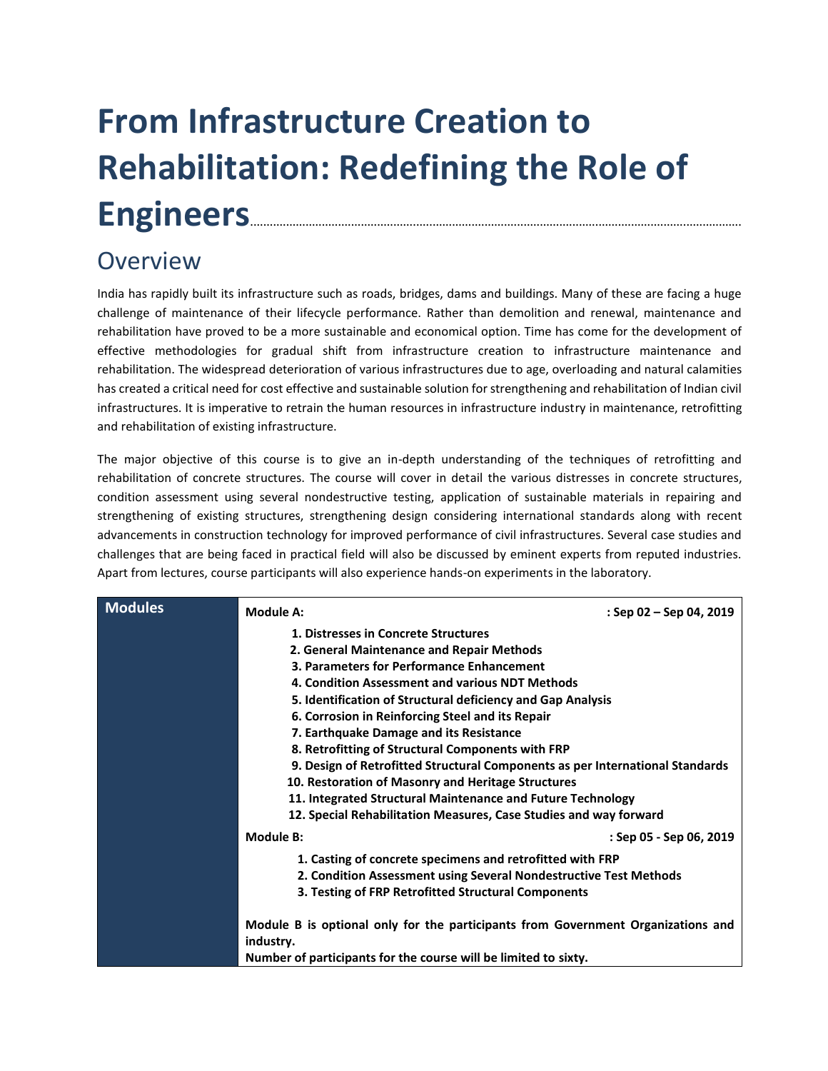# From Infrastructure Creation to Rehabilitation: Redefining the Role of Engineers

## Overview

India has rapidly built its infrastructure such as roads, bridges, dams and buildings. Many of these are facing a huge challenge of maintenance of their lifecycle performance. Rather than demolition and renewal, maintenance and rehabilitation have proved to be a more sustainable and economical option. Time has come for the development of effective methodologies for gradual shift from infrastructure creation to infrastructure maintenance and rehabilitation. The widespread deterioration of various infrastructures due to age, overloading and natural calamities has created a critical need for cost effective and sustainable solution for strengthening and rehabilitation of Indian civil infrastructures. It is imperative to retrain the human resources in infrastructure industry in maintenance, retrofitting and rehabilitation of existing infrastructure.

The major objective of this course is to give an in-depth understanding of the techniques of retrofitting and rehabilitation of concrete structures. The course will cover in detail the various distresses in concrete structures, condition assessment using several nondestructive testing, application of sustainable materials in repairing and strengthening of existing structures, strengthening design considering international standards along with recent advancements in construction technology for improved performance of civil infrastructures. Several case studies and challenges that are being faced in practical field will also be discussed by eminent experts from reputed industries. Apart from lectures, course participants will also experience hands-on experiments in the laboratory.

## Modules

**Module A: : Sep 02 – Sep 04, 2019**

1. **Distresses in Concrete Structures**
2. **General Maintenance and Repair Methods**
3. **Parameters for Performance Enhancement**
4. **Condition Assessment and various NDT Methods**
5. **Identification of Structural deficiency and Gap Analysis**
6. **Corrosion in Reinforcing Steel and its Repair**
7. **Earthquake Damage and its Resistance**
8. **Retrofitting of Structural Components with FRP**
9. **Design of Retrofitted Structural Components as per International Standards**
10. **Restoration of Masonry and Heritage Structures**
11. **Integrated Structural Maintenance and Future Technology**
12. **Special Rehabilitation Measures, Case Studies and way forward**

**Module B: : Sep 05 - Sep 06, 2019**

1. **Casting of concrete specimens and retrofitted with FRP**
2. **Condition Assessment using Several Nondestructive Test Methods**
3. **Testing of FRP Retrofitted Structural Components**

**Module B is optional only for the participants from Government Organizations and industry.**
**Number of participants for the course will be limited to sixty.**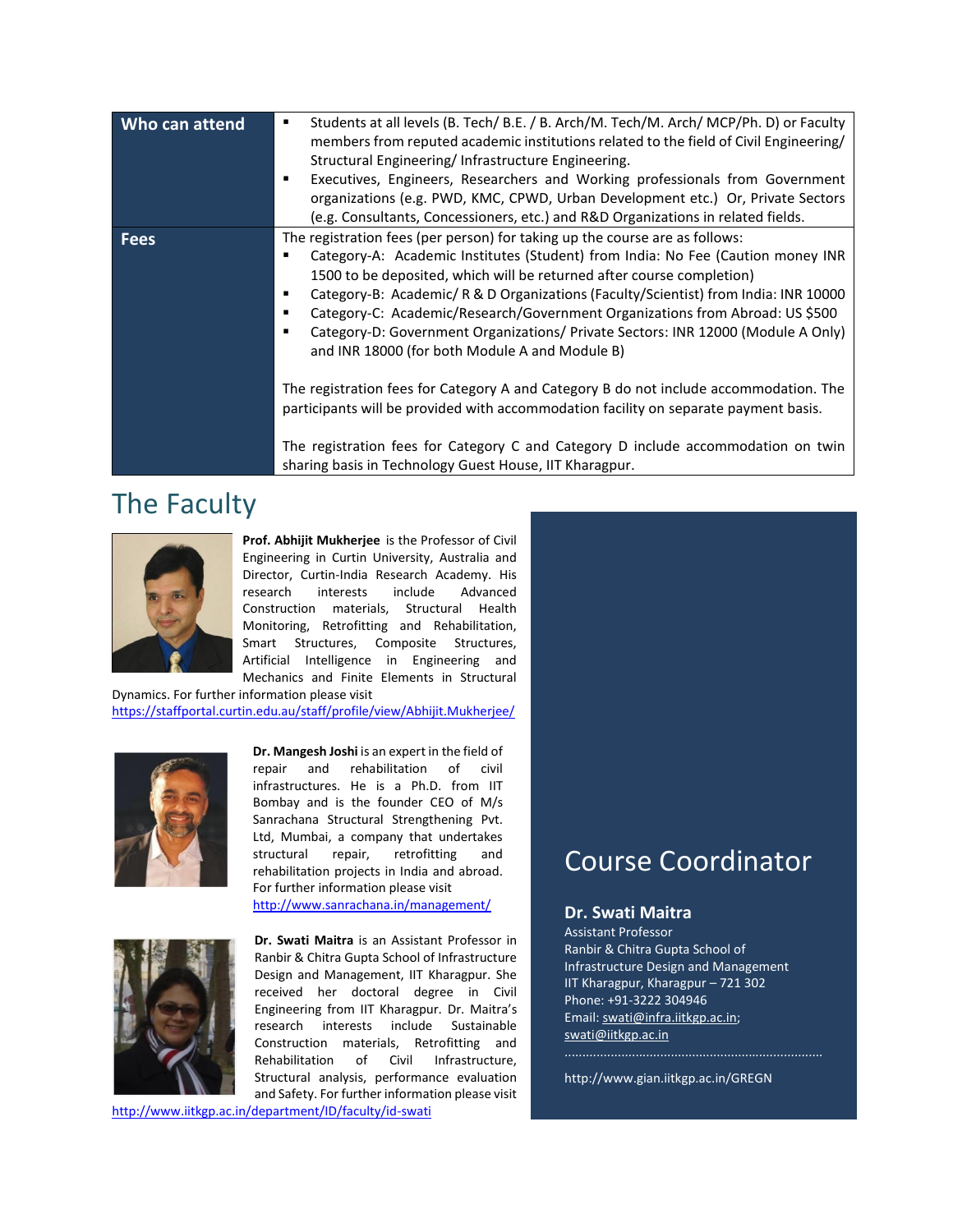| | |
|---|---|
| **Who can attend** | ▪ Students at all levels (B. Tech/ B.E. / B. Arch/M. Tech/M. Arch/ MCP/Ph. D) or Faculty members from reputed academic institutions related to the field of Civil Engineering/ Structural Engineering/ Infrastructure Engineering.<br>▪ Executives, Engineers, Researchers and Working professionals from Government organizations (e.g. PWD, KMC, CPWD, Urban Development etc.) Or, Private Sectors (e.g. Consultants, Concessioners, etc.) and R&D Organizations in related fields. |
| **Fees** | The registration fees (per person) for taking up the course are as follows:<br>▪ Category-A: Academic Institutes (Student) from India: No Fee (Caution money INR 1500 to be deposited, which will be returned after course completion)<br>▪ Category-B: Academic/ R & D Organizations (Faculty/Scientist) from India: INR 10000<br>▪ Category-C: Academic/Research/Government Organizations from Abroad: US $500<br>▪ Category-D: Government Organizations/ Private Sectors: INR 12000 (Module A Only) and INR 18000 (for both Module A and Module B)<br><br>The registration fees for Category A and Category B do not include accommodation. The participants will be provided with accommodation facility on separate payment basis.<br><br>The registration fees for Category C and Category D include accommodation on twin sharing basis in Technology Guest House, IIT Kharagpur. |

# The Faculty

**Prof. Abhijit Mukherjee** is the Professor of Civil Engineering in Curtin University, Australia and Director, Curtin-India Research Academy. His research interests include Advanced Construction materials, Structural Health Monitoring, Retrofitting and Rehabilitation, Smart Structures, Composite Structures, Artificial Intelligence in Engineering and Mechanics and Finite Elements in Structural Dynamics. For further information please visit https://staffportal.curtin.edu.au/staff/profile/view/Abhijit.Mukherjee/

**Dr. Mangesh Joshi** is an expert in the field of repair and rehabilitation of civil infrastructures. He is a Ph.D. from IIT Bombay and is the founder CEO of M/s Sanrachana Structural Strengthening Pvt. Ltd, Mumbai, a company that undertakes structural repair, retrofitting and rehabilitation projects in India and abroad. For further information please visit http://www.sanrachana.in/management/

**Dr. Swati Maitra** is an Assistant Professor in Ranbir & Chitra Gupta School of Infrastructure Design and Management, IIT Kharagpur. She received her doctoral degree in Civil Engineering from IIT Kharagpur. Dr. Maitra's research interests include Sustainable Construction materials, Retrofitting and Rehabilitation of Civil Infrastructure, Structural analysis, performance evaluation and Safety. For further information please visit http://www.iitkgp.ac.in/department/ID/faculty/id-swati

# Course Coordinator

## Dr. Swati Maitra

Assistant Professor
Ranbir & Chitra Gupta School of Infrastructure Design and Management
IIT Kharagpur, Kharagpur – 721 302
Phone: +91-3222 304946
Email: swati@infra.iitkgp.ac.in; swati@iitkgp.ac.in

http://www.gian.iitkgp.ac.in/GREGN